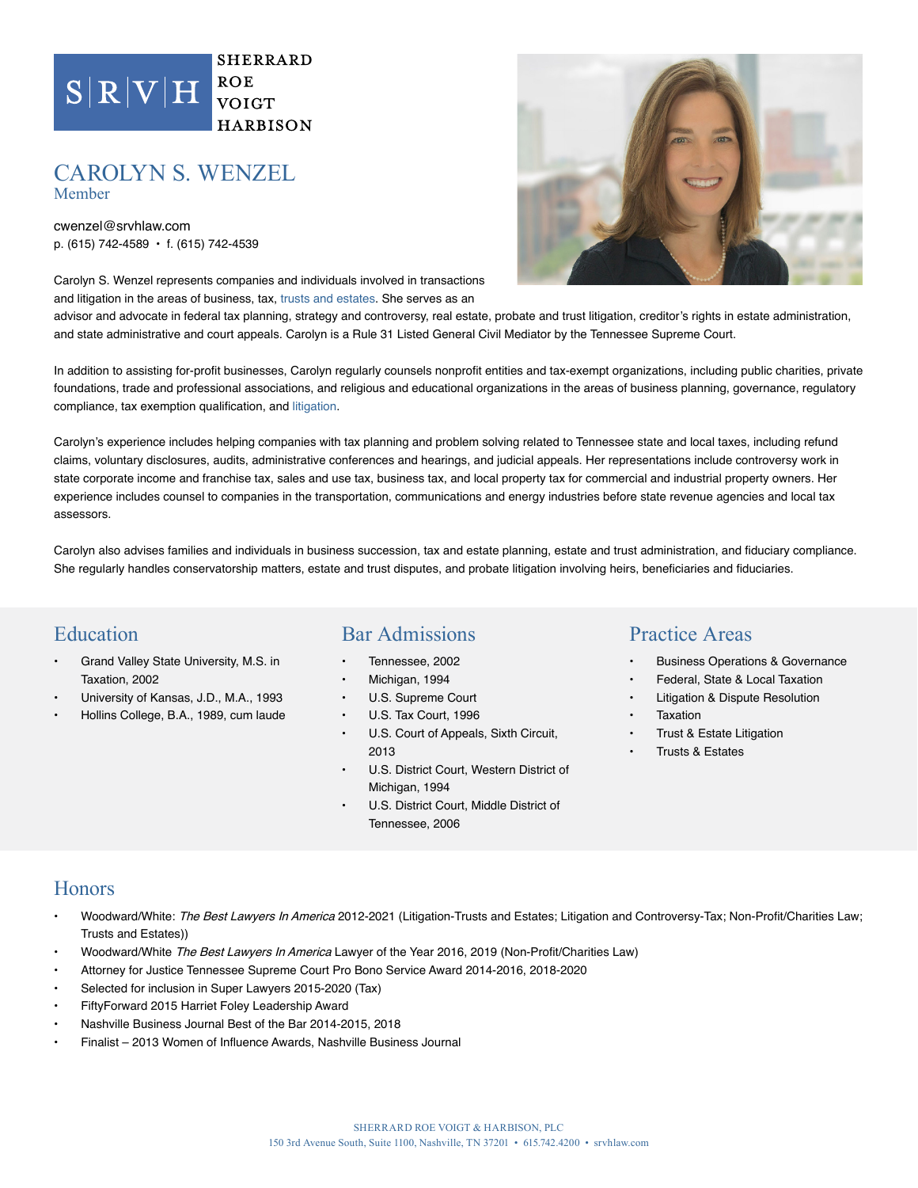SHERRARD ROE VOIGT HARBISON

# CAROLYN S. WENZEL

Member

cwenzel@srvhlaw.com
p. (615) 742-4589 • f. (615) 742-4539

Carolyn S. Wenzel represents companies and individuals involved in transactions and litigation in the areas of business, tax, trusts and estates. She serves as an advisor and advocate in federal tax planning, strategy and controversy, real estate, probate and trust litigation, creditor's rights in estate administration, and state administrative and court appeals. Carolyn is a Rule 31 Listed General Civil Mediator by the Tennessee Supreme Court.

In addition to assisting for-profit businesses, Carolyn regularly counsels nonprofit entities and tax-exempt organizations, including public charities, private foundations, trade and professional associations, and religious and educational organizations in the areas of business planning, governance, regulatory compliance, tax exemption qualification, and litigation.

Carolyn's experience includes helping companies with tax planning and problem solving related to Tennessee state and local taxes, including refund claims, voluntary disclosures, audits, administrative conferences and hearings, and judicial appeals. Her representations include controversy work in state corporate income and franchise tax, sales and use tax, business tax, and local property tax for commercial and industrial property owners. Her experience includes counsel to companies in the transportation, communications and energy industries before state revenue agencies and local tax assessors.

Carolyn also advises families and individuals in business succession, tax and estate planning, estate and trust administration, and fiduciary compliance. She regularly handles conservatorship matters, estate and trust disputes, and probate litigation involving heirs, beneficiaries and fiduciaries.

## Education

- Grand Valley State University, M.S. in Taxation, 2002
- University of Kansas, J.D., M.A., 1993
- Hollins College, B.A., 1989, cum laude

## Bar Admissions

- Tennessee, 2002
- Michigan, 1994
- U.S. Supreme Court
- U.S. Tax Court, 1996
- U.S. Court of Appeals, Sixth Circuit, 2013
- U.S. District Court, Western District of Michigan, 1994
- U.S. District Court, Middle District of Tennessee, 2006

## Practice Areas

- Business Operations & Governance
- Federal, State & Local Taxation
- Litigation & Dispute Resolution
- Taxation
- Trust & Estate Litigation
- Trusts & Estates

## Honors

- Woodward/White: *The Best Lawyers In America* 2012-2021 (Litigation-Trusts and Estates; Litigation and Controversy-Tax; Non-Profit/Charities Law; Trusts and Estates))
- Woodward/White *The Best Lawyers In America* Lawyer of the Year 2016, 2019 (Non-Profit/Charities Law)
- Attorney for Justice Tennessee Supreme Court Pro Bono Service Award 2014-2016, 2018-2020
- Selected for inclusion in Super Lawyers 2015-2020 (Tax)
- FiftyForward 2015 Harriet Foley Leadership Award
- Nashville Business Journal Best of the Bar 2014-2015, 2018
- Finalist – 2013 Women of Influence Awards, Nashville Business Journal

SHERRARD ROE VOIGT & HARBISON, PLC
150 3rd Avenue South, Suite 1100, Nashville, TN 37201 • 615.742.4200 • srvhlaw.com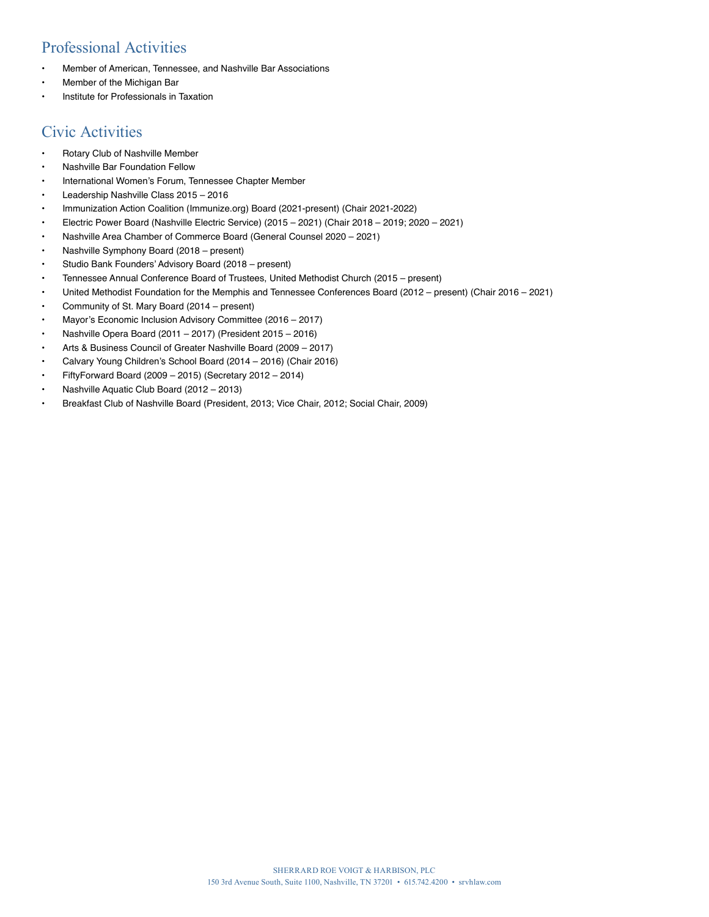## Professional Activities

- Member of American, Tennessee, and Nashville Bar Associations
- Member of the Michigan Bar
- Institute for Professionals in Taxation

## Civic Activities

- Rotary Club of Nashville Member
- Nashville Bar Foundation Fellow
- International Women's Forum, Tennessee Chapter Member
- Leadership Nashville Class 2015 – 2016
- Immunization Action Coalition (Immunize.org) Board (2021-present) (Chair 2021-2022)
- Electric Power Board (Nashville Electric Service) (2015 – 2021) (Chair 2018 – 2019; 2020 – 2021)
- Nashville Area Chamber of Commerce Board (General Counsel 2020 – 2021)
- Nashville Symphony Board (2018 – present)
- Studio Bank Founders' Advisory Board (2018 – present)
- Tennessee Annual Conference Board of Trustees, United Methodist Church (2015 – present)
- United Methodist Foundation for the Memphis and Tennessee Conferences Board (2012 – present) (Chair 2016 – 2021)
- Community of St. Mary Board (2014 – present)
- Mayor's Economic Inclusion Advisory Committee (2016 – 2017)
- Nashville Opera Board (2011 – 2017) (President 2015 – 2016)
- Arts & Business Council of Greater Nashville Board (2009 – 2017)
- Calvary Young Children's School Board (2014 – 2016) (Chair 2016)
- FiftyForward Board (2009 – 2015) (Secretary 2012 – 2014)
- Nashville Aquatic Club Board (2012 – 2013)
- Breakfast Club of Nashville Board (President, 2013; Vice Chair, 2012; Social Chair, 2009)